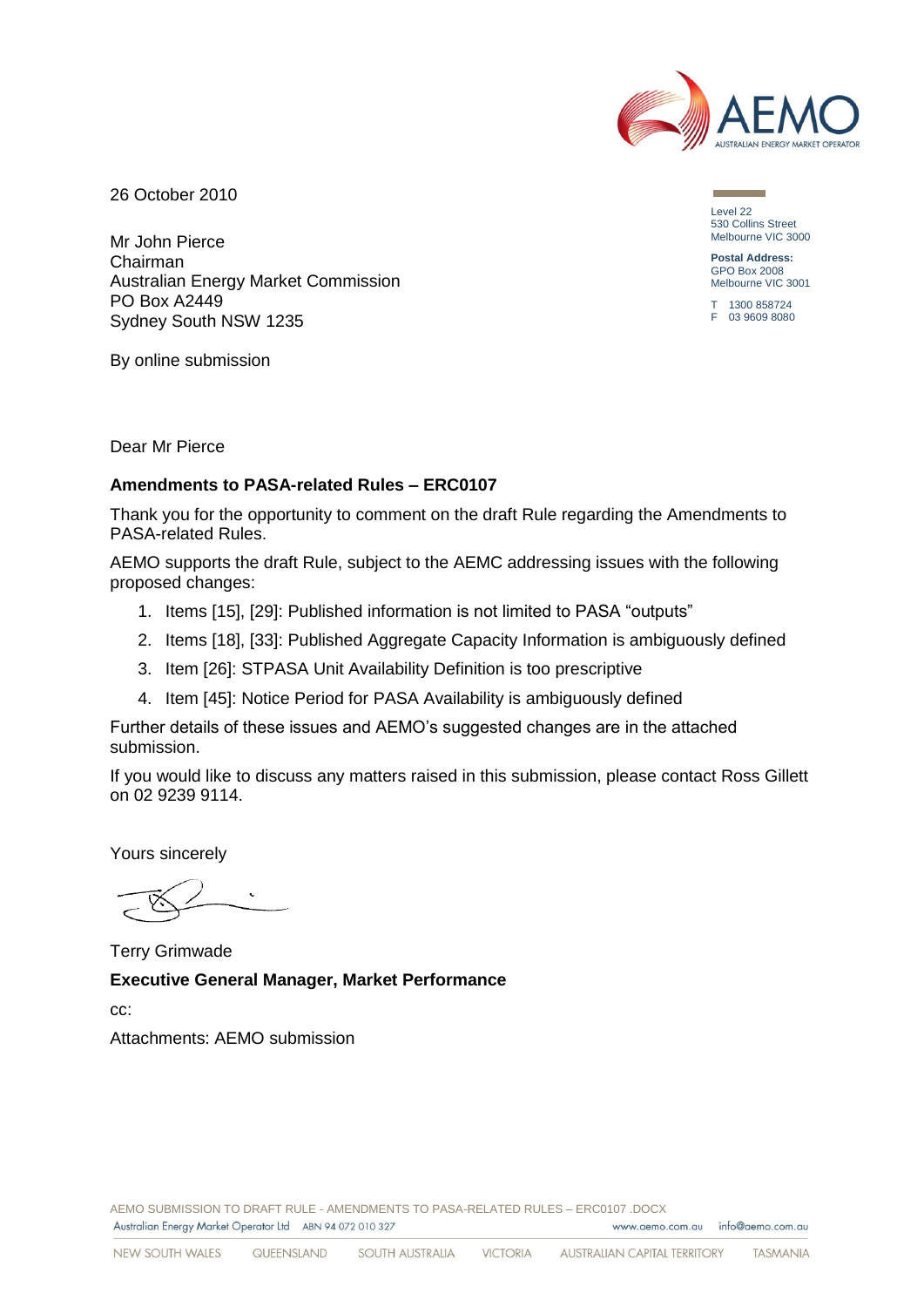26 October 2010

Level 22
530 Collins Street
Melbourne VIC 3000

**Postal Address:**
GPO Box 2008
Melbourne VIC 3001

T 1300 858724
F 03 9609 8080

Mr John Pierce
Chairman
Australian Energy Market Commission
PO Box A2449
Sydney South NSW 1235

By online submission

Dear Mr Pierce

**Amendments to PASA-related Rules – ERC0107**

Thank you for the opportunity to comment on the draft Rule regarding the Amendments to PASA-related Rules.

AEMO supports the draft Rule, subject to the AEMC addressing issues with the following proposed changes:

1. Items [15], [29]: Published information is not limited to PASA "outputs"
2. Items [18], [33]: Published Aggregate Capacity Information is ambiguously defined
3. Item [26]: STPASA Unit Availability Definition is too prescriptive
4. Item [45]: Notice Period for PASA Availability is ambiguously defined

Further details of these issues and AEMO's suggested changes are in the attached submission.

If you would like to discuss any matters raised in this submission, please contact Ross Gillett on 02 9239 9114.

Yours sincerely

Terry Grimwade

**Executive General Manager, Market Performance**

cc:

Attachments: AEMO submission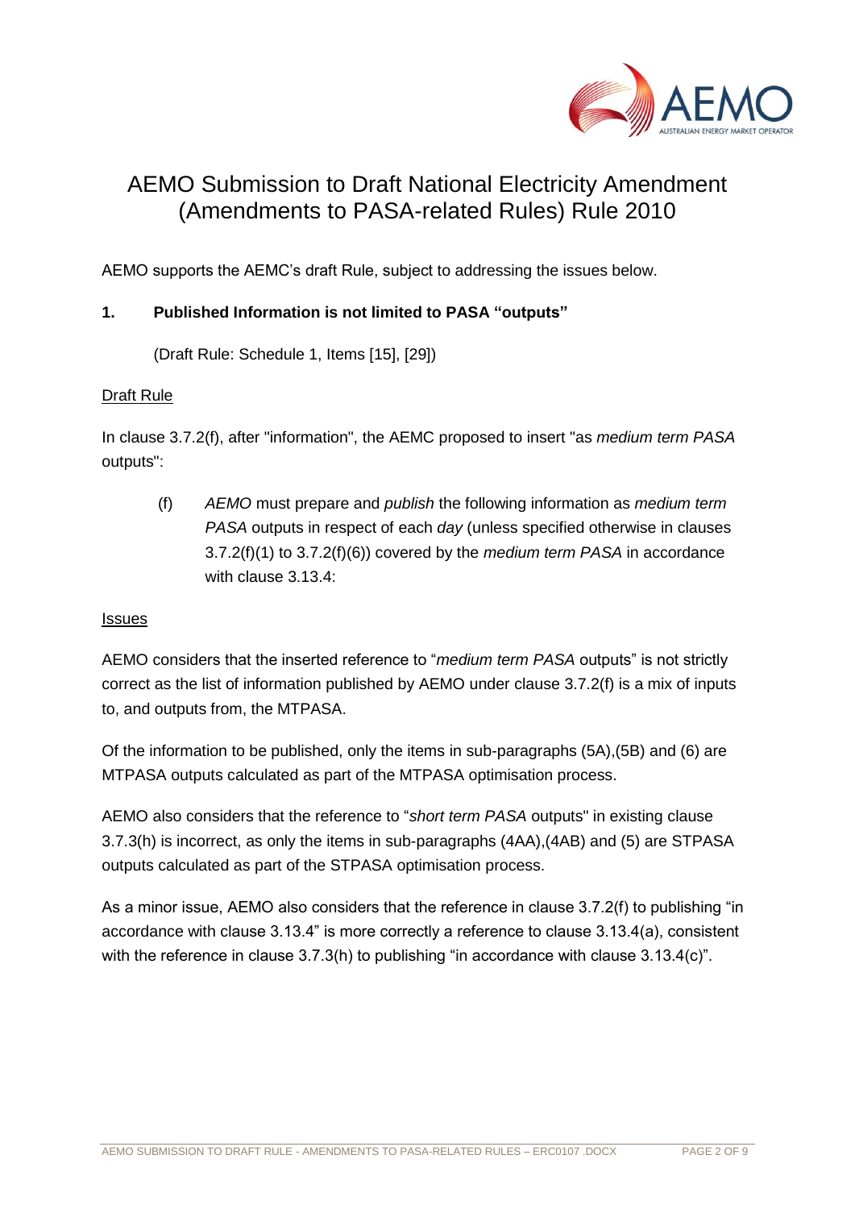# AEMO Submission to Draft National Electricity Amendment (Amendments to PASA-related Rules) Rule 2010

AEMO supports the AEMC's draft Rule, subject to addressing the issues below.

## 1. Published Information is not limited to PASA "outputs"

(Draft Rule: Schedule 1, Items [15], [29])

Draft Rule

In clause 3.7.2(f), after "information", the AEMC proposed to insert "as *medium term PASA* outputs":

> (f) *AEMO* must prepare and *publish* the following information as *medium term PASA* outputs in respect of each *day* (unless specified otherwise in clauses 3.7.2(f)(1) to 3.7.2(f)(6)) covered by the *medium term PASA* in accordance with clause 3.13.4:

Issues

AEMO considers that the inserted reference to "*medium term PASA* outputs" is not strictly correct as the list of information published by AEMO under clause 3.7.2(f) is a mix of inputs to, and outputs from, the MTPASA.

Of the information to be published, only the items in sub-paragraphs (5A),(5B) and (6) are MTPASA outputs calculated as part of the MTPASA optimisation process.

AEMO also considers that the reference to "*short term PASA* outputs" in existing clause 3.7.3(h) is incorrect, as only the items in sub-paragraphs (4AA),(4AB) and (5) are STPASA outputs calculated as part of the STPASA optimisation process.

As a minor issue, AEMO also considers that the reference in clause 3.7.2(f) to publishing "in accordance with clause 3.13.4" is more correctly a reference to clause 3.13.4(a), consistent with the reference in clause 3.7.3(h) to publishing "in accordance with clause 3.13.4(c)".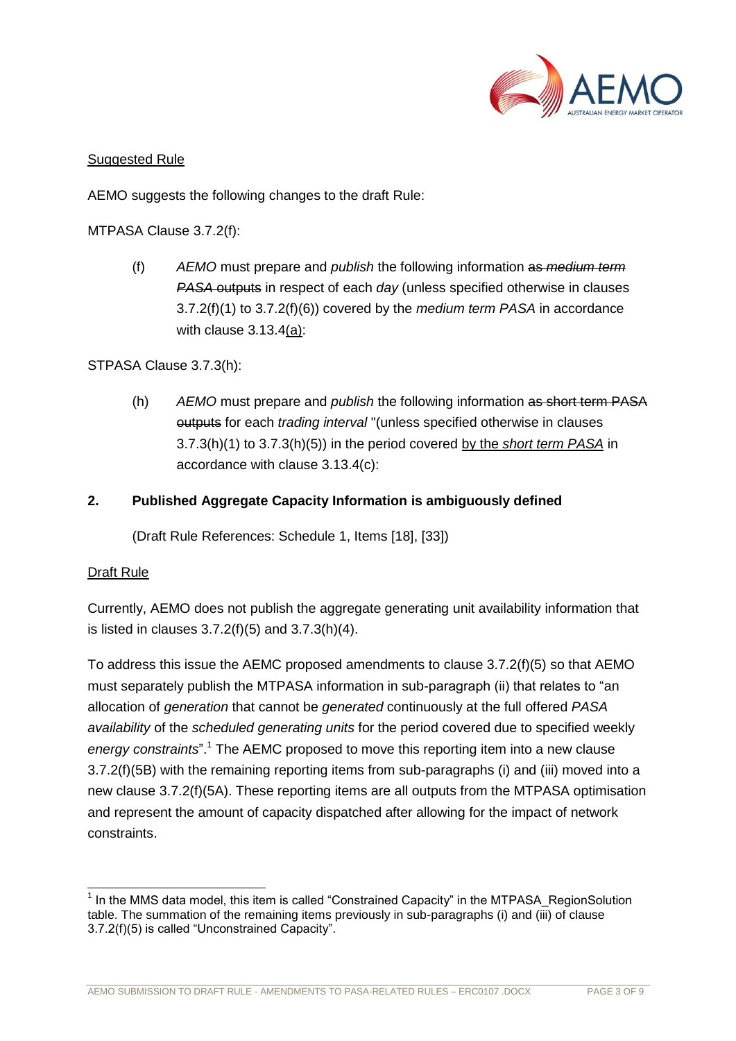Suggested Rule

AEMO suggests the following changes to the draft Rule:

MTPASA Clause 3.7.2(f):

> (f) *AEMO* must prepare and *publish* the following information ~~as *medium term PASA* outputs~~ in respect of each *day* (unless specified otherwise in clauses 3.7.2(f)(1) to 3.7.2(f)(6)) covered by the *medium term PASA* in accordance with clause 3.13.4(a):

STPASA Clause 3.7.3(h):

> (h) *AEMO* must prepare and *publish* the following information ~~as short term PASA outputs~~ for each *trading interval* "(unless specified otherwise in clauses 3.7.3(h)(1) to 3.7.3(h)(5)) in the period covered by the *short term PASA* in accordance with clause 3.13.4(c):

## 2. Published Aggregate Capacity Information is ambiguously defined

(Draft Rule References: Schedule 1, Items [18], [33])

Draft Rule

Currently, AEMO does not publish the aggregate generating unit availability information that is listed in clauses 3.7.2(f)(5) and 3.7.3(h)(4).

To address this issue the AEMC proposed amendments to clause 3.7.2(f)(5) so that AEMO must separately publish the MTPASA information in sub-paragraph (ii) that relates to "an allocation of *generation* that cannot be *generated* continuously at the full offered *PASA availability* of the *scheduled generating units* for the period covered due to specified weekly *energy constraints*".[1] The AEMC proposed to move this reporting item into a new clause 3.7.2(f)(5B) with the remaining reporting items from sub-paragraphs (i) and (iii) moved into a new clause 3.7.2(f)(5A). These reporting items are all outputs from the MTPASA optimisation and represent the amount of capacity dispatched after allowing for the impact of network constraints.

[1] In the MMS data model, this item is called "Constrained Capacity" in the MTPASA_RegionSolution table. The summation of the remaining items previously in sub-paragraphs (i) and (iii) of clause 3.7.2(f)(5) is called "Unconstrained Capacity".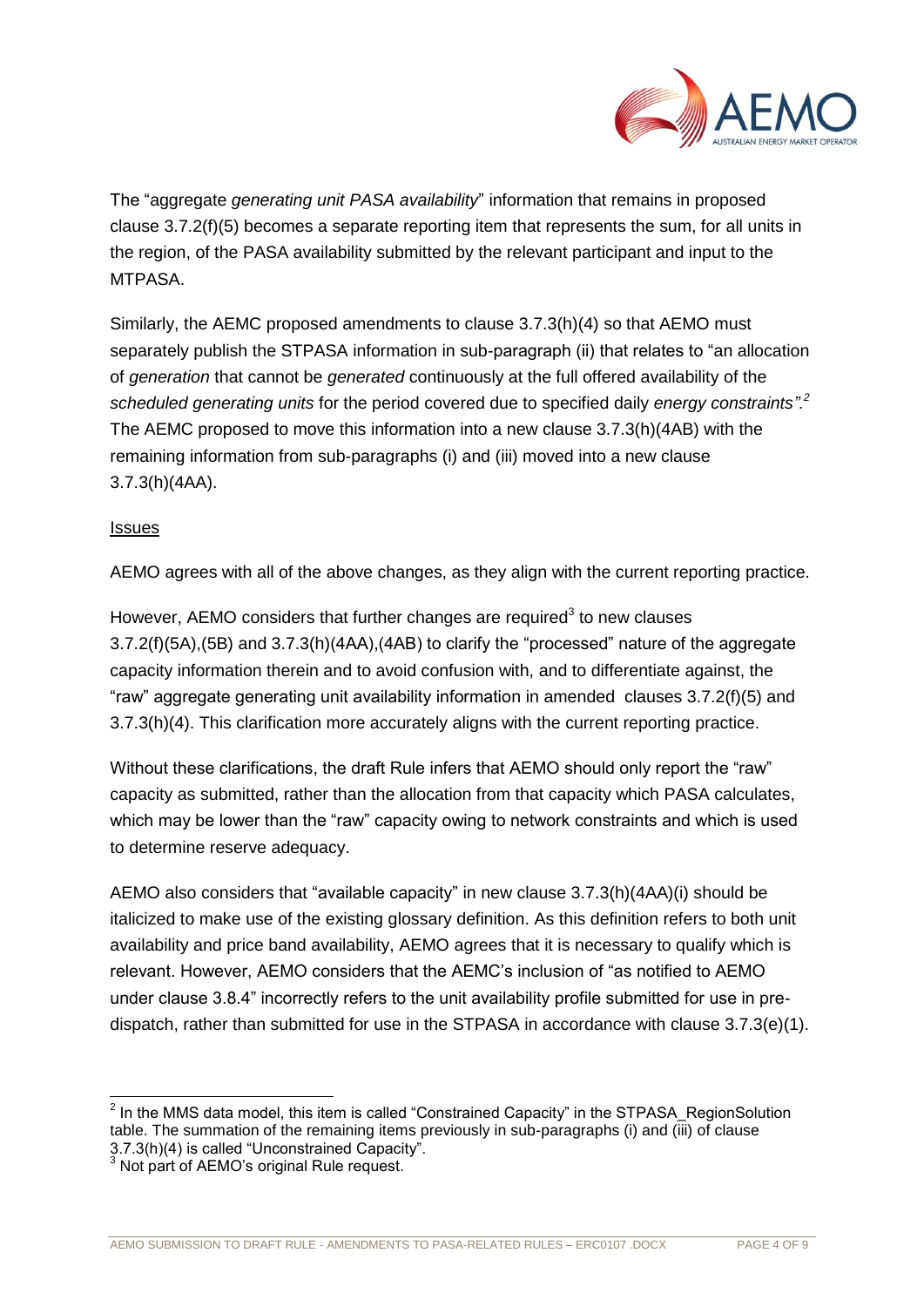The "aggregate *generating unit PASA availability*" information that remains in proposed clause 3.7.2(f)(5) becomes a separate reporting item that represents the sum, for all units in the region, of the PASA availability submitted by the relevant participant and input to the MTPASA.

Similarly, the AEMC proposed amendments to clause 3.7.3(h)(4) so that AEMO must separately publish the STPASA information in sub-paragraph (ii) that relates to "an allocation of *generation* that cannot be *generated* continuously at the full offered availability of the *scheduled generating units* for the period covered due to specified daily *energy constraints*".[2] The AEMC proposed to move this information into a new clause 3.7.3(h)(4AB) with the remaining information from sub-paragraphs (i) and (iii) moved into a new clause 3.7.3(h)(4AA).

Issues

AEMO agrees with all of the above changes, as they align with the current reporting practice.

However, AEMO considers that further changes are required[3] to new clauses 3.7.2(f)(5A),(5B) and 3.7.3(h)(4AA),(4AB) to clarify the "processed" nature of the aggregate capacity information therein and to avoid confusion with, and to differentiate against, the "raw" aggregate generating unit availability information in amended clauses 3.7.2(f)(5) and 3.7.3(h)(4). This clarification more accurately aligns with the current reporting practice.

Without these clarifications, the draft Rule infers that AEMO should only report the "raw" capacity as submitted, rather than the allocation from that capacity which PASA calculates, which may be lower than the "raw" capacity owing to network constraints and which is used to determine reserve adequacy.

AEMO also considers that "available capacity" in new clause 3.7.3(h)(4AA)(i) should be italicized to make use of the existing glossary definition. As this definition refers to both unit availability and price band availability, AEMO agrees that it is necessary to qualify which is relevant. However, AEMO considers that the AEMC's inclusion of "as notified to AEMO under clause 3.8.4" incorrectly refers to the unit availability profile submitted for use in pre-dispatch, rather than submitted for use in the STPASA in accordance with clause 3.7.3(e)(1).

---

[2] In the MMS data model, this item is called "Constrained Capacity" in the STPASA_RegionSolution table. The summation of the remaining items previously in sub-paragraphs (i) and (iii) of clause 3.7.3(h)(4) is called "Unconstrained Capacity".

[3] Not part of AEMO's original Rule request.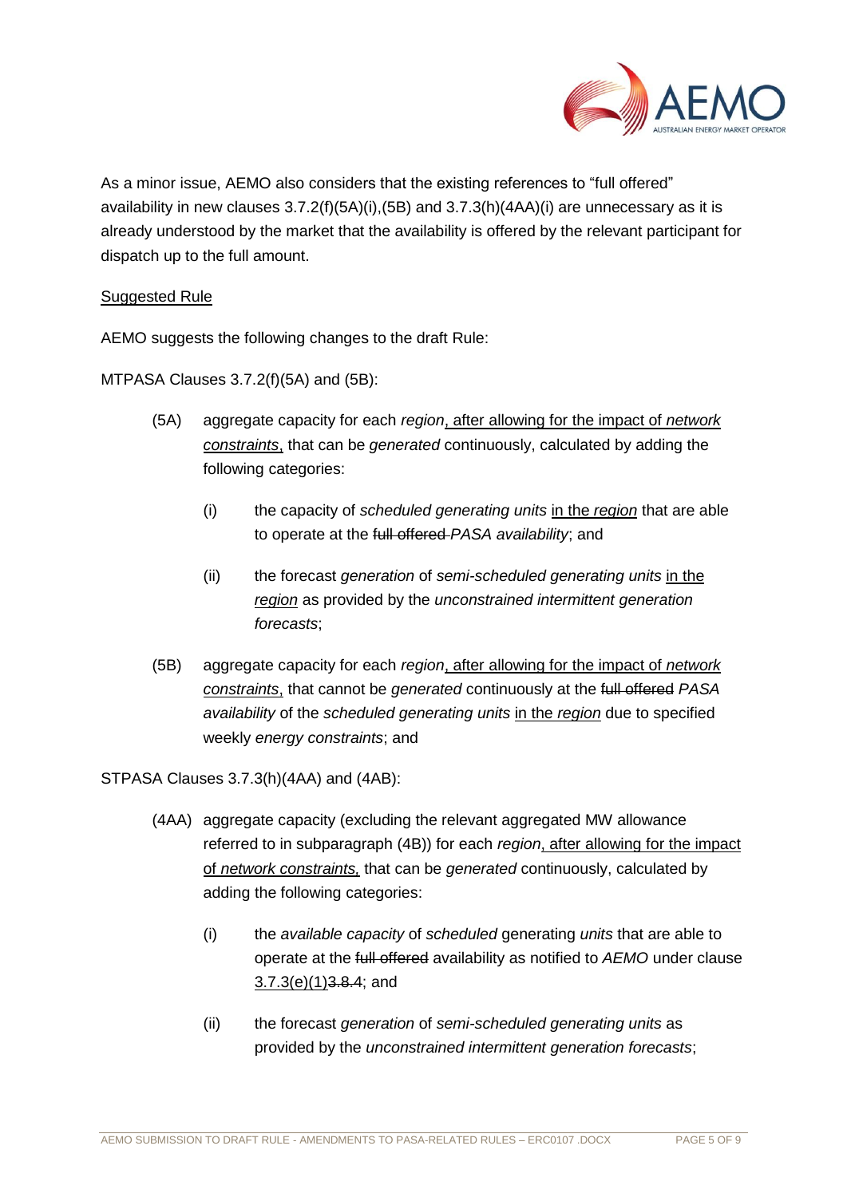As a minor issue, AEMO also considers that the existing references to "full offered" availability in new clauses 3.7.2(f)(5A)(i),(5B) and 3.7.3(h)(4AA)(i) are unnecessary as it is already understood by the market that the availability is offered by the relevant participant for dispatch up to the full amount.

<u>Suggested Rule</u>

AEMO suggests the following changes to the draft Rule:

MTPASA Clauses 3.7.2(f)(5A) and (5B):

(5A) aggregate capacity for each *region*<u>, after allowing for the impact of *network constraints*,</u> that can be *generated* continuously, calculated by adding the following categories:

(i) the capacity of *scheduled generating units* <u>in the *region*</u> that are able to operate at the ~~full offered~~ *PASA availability*; and

(ii) the forecast *generation* of *semi-scheduled generating units* <u>in the *region*</u> as provided by the *unconstrained intermittent generation forecasts*;

(5B) aggregate capacity for each *region*<u>, after allowing for the impact of *network constraints*,</u> that cannot be *generated* continuously at the ~~full offered~~ *PASA availability* of the *scheduled generating units* <u>in the *region*</u> due to specified weekly *energy constraints*; and

STPASA Clauses 3.7.3(h)(4AA) and (4AB):

(4AA) aggregate capacity (excluding the relevant aggregated MW allowance referred to in subparagraph (4B)) for each *region*<u>, after allowing for the impact of *network constraints*,</u> that can be *generated* continuously, calculated by adding the following categories:

(i) the *available capacity* of *scheduled* generating *units* that are able to operate at the ~~full offered~~ availability as notified to *AEMO* under clause <u>3.7.3(e)(1)</u>~~3.8.4~~; and

(ii) the forecast *generation* of *semi-scheduled generating units* as provided by the *unconstrained intermittent generation forecasts*;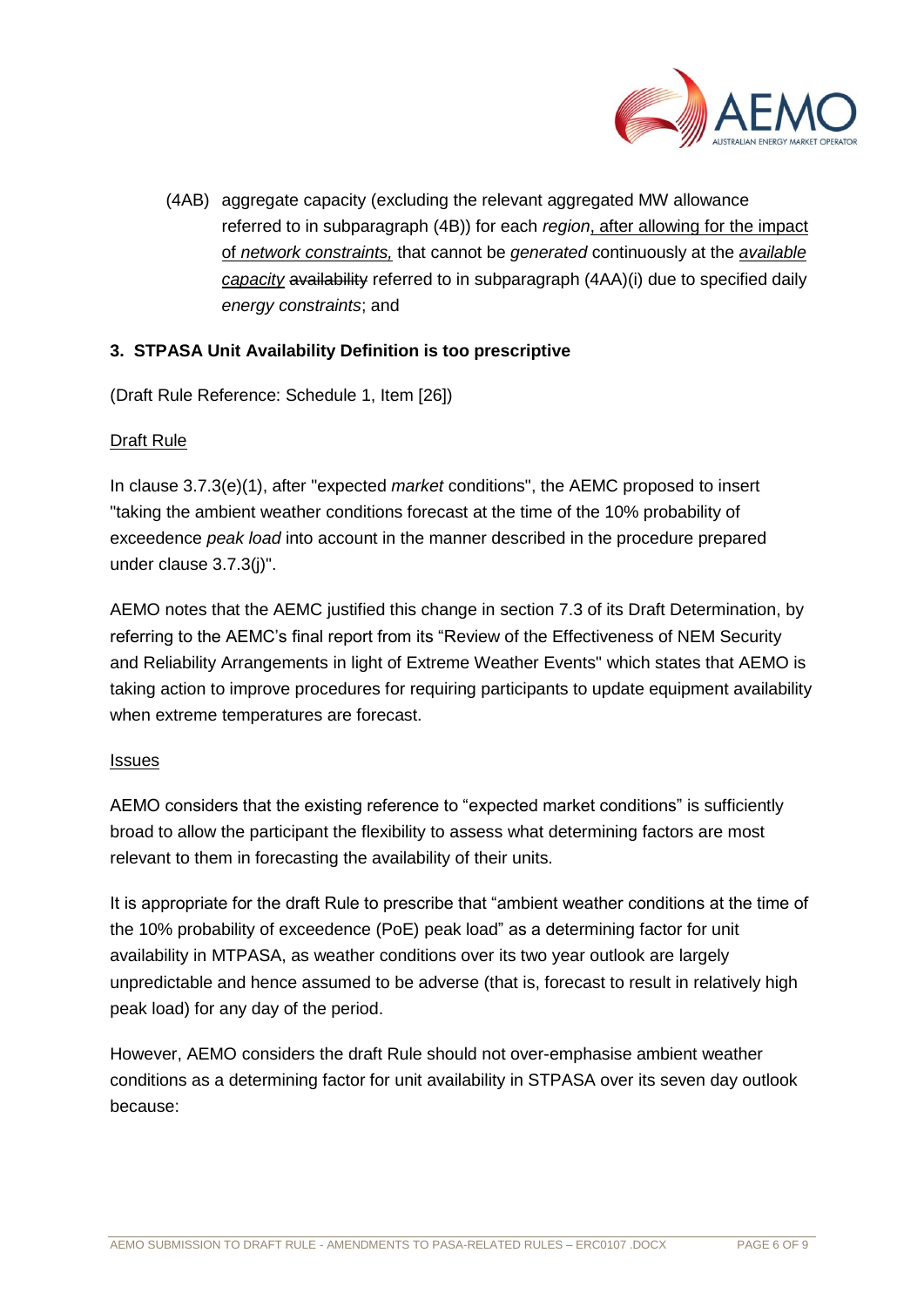(4AB) aggregate capacity (excluding the relevant aggregated MW allowance referred to in subparagraph (4B)) for each *region*<u>, after allowing for the impact of *network constraints,*</u> that cannot be *generated* continuously at the <u>*available capacity*</u> ~~availability~~ referred to in subparagraph (4AA)(i) due to specified daily *energy constraints*; and

**3. STPASA Unit Availability Definition is too prescriptive**

(Draft Rule Reference: Schedule 1, Item [26])

<u>Draft Rule</u>

In clause 3.7.3(e)(1), after "expected *market* conditions", the AEMC proposed to insert "taking the ambient weather conditions forecast at the time of the 10% probability of exceedence *peak load* into account in the manner described in the procedure prepared under clause 3.7.3(j)".

AEMO notes that the AEMC justified this change in section 7.3 of its Draft Determination, by referring to the AEMC's final report from its "Review of the Effectiveness of NEM Security and Reliability Arrangements in light of Extreme Weather Events" which states that AEMO is taking action to improve procedures for requiring participants to update equipment availability when extreme temperatures are forecast.

<u>Issues</u>

AEMO considers that the existing reference to "expected market conditions" is sufficiently broad to allow the participant the flexibility to assess what determining factors are most relevant to them in forecasting the availability of their units.

It is appropriate for the draft Rule to prescribe that "ambient weather conditions at the time of the 10% probability of exceedence (PoE) peak load" as a determining factor for unit availability in MTPASA, as weather conditions over its two year outlook are largely unpredictable and hence assumed to be adverse (that is, forecast to result in relatively high peak load) for any day of the period.

However, AEMO considers the draft Rule should not over-emphasise ambient weather conditions as a determining factor for unit availability in STPASA over its seven day outlook because: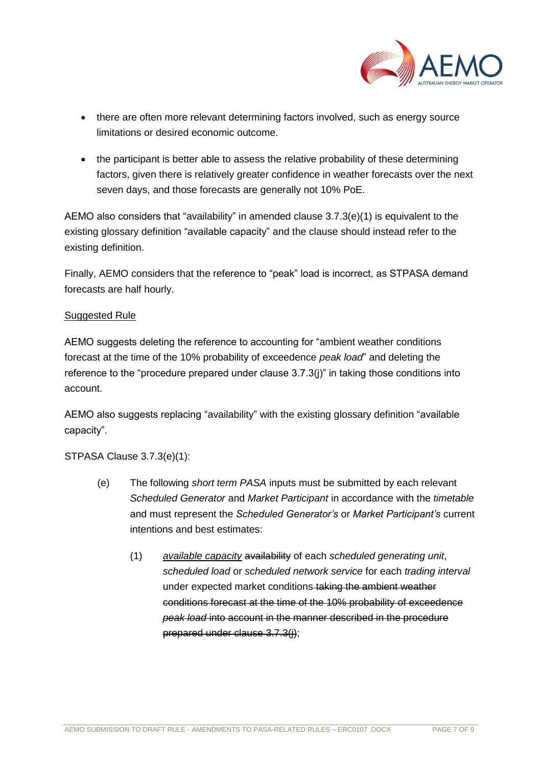- there are often more relevant determining factors involved, such as energy source limitations or desired economic outcome.
- the participant is better able to assess the relative probability of these determining factors, given there is relatively greater confidence in weather forecasts over the next seven days, and those forecasts are generally not 10% PoE.

AEMO also considers that "availability" in amended clause 3.7.3(e)(1) is equivalent to the existing glossary definition "available capacity" and the clause should instead refer to the existing definition.

Finally, AEMO considers that the reference to "peak" load is incorrect, as STPASA demand forecasts are half hourly.

<u>Suggested Rule</u>

AEMO suggests deleting the reference to accounting for "ambient weather conditions forecast at the time of the 10% probability of exceedence *peak load*" and deleting the reference to the "procedure prepared under clause 3.7.3(j)" in taking those conditions into account.

AEMO also suggests replacing "availability" with the existing glossary definition "available capacity".

STPASA Clause 3.7.3(e)(1):

(e) The following *short term PASA* inputs must be submitted by each relevant *Scheduled Generator* and *Market Participant* in accordance with the *timetable* and must represent the *Scheduled Generator's* or *Market Participant's* current intentions and best estimates:

   (1) <u>*available capacity*</u> ~~availability~~ of each *scheduled generating unit*, *scheduled load* or *scheduled network service* for each *trading interval* under expected market conditions ~~taking the ambient weather conditions forecast at the time of the 10% probability of exceedence *peak load* into account in the manner described in the procedure prepared under clause 3.7.3(j)~~;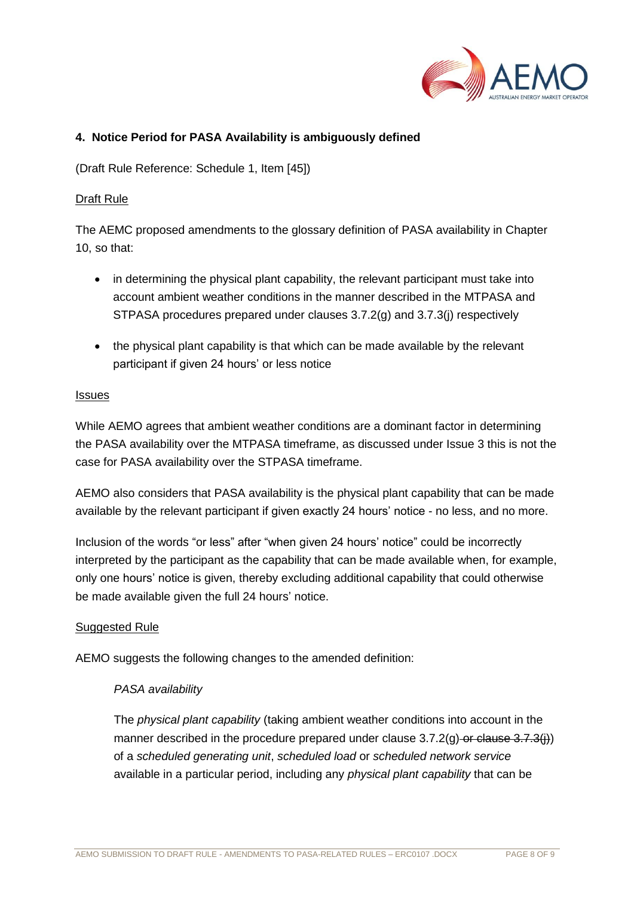**4. Notice Period for PASA Availability is ambiguously defined**

(Draft Rule Reference: Schedule 1, Item [45])

Draft Rule

The AEMC proposed amendments to the glossary definition of PASA availability in Chapter 10, so that:

- in determining the physical plant capability, the relevant participant must take into account ambient weather conditions in the manner described in the MTPASA and STPASA procedures prepared under clauses 3.7.2(g) and 3.7.3(j) respectively
- the physical plant capability is that which can be made available by the relevant participant if given 24 hours' or less notice

Issues

While AEMO agrees that ambient weather conditions are a dominant factor in determining the PASA availability over the MTPASA timeframe, as discussed under Issue 3 this is not the case for PASA availability over the STPASA timeframe.

AEMO also considers that PASA availability is the physical plant capability that can be made available by the relevant participant if given exactly 24 hours' notice - no less, and no more.

Inclusion of the words "or less" after "when given 24 hours' notice" could be incorrectly interpreted by the participant as the capability that can be made available when, for example, only one hours' notice is given, thereby excluding additional capability that could otherwise be made available given the full 24 hours' notice.

Suggested Rule

AEMO suggests the following changes to the amended definition:

> *PASA availability*
>
> The *physical plant capability* (taking ambient weather conditions into account in the manner described in the procedure prepared under clause 3.7.2(g) ~~or clause 3.7.3(j)~~) of a *scheduled generating unit*, *scheduled load* or *scheduled network service* available in a particular period, including any *physical plant capability* that can be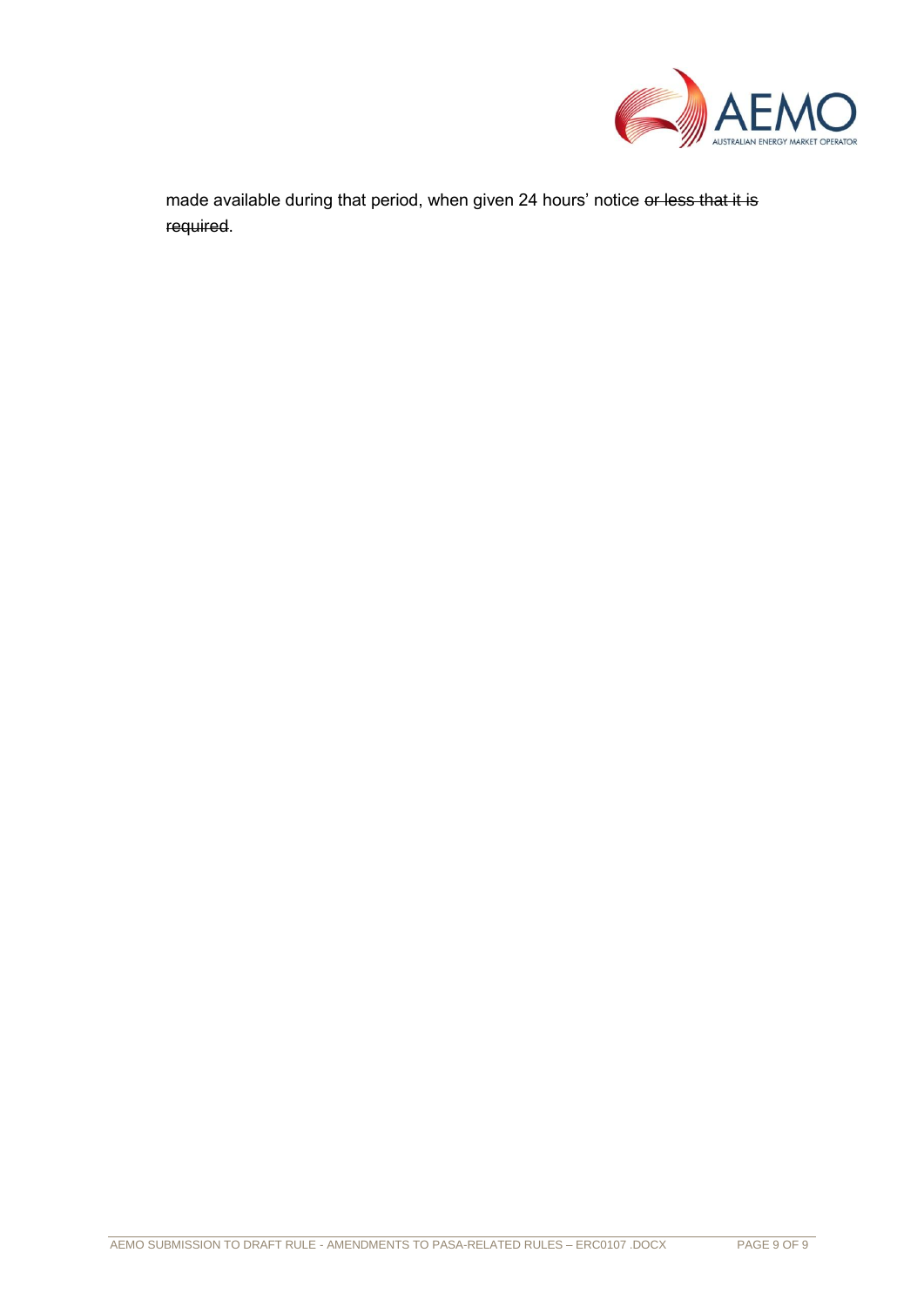made available during that period, when given 24 hours' notice ~~or less that it is required~~.